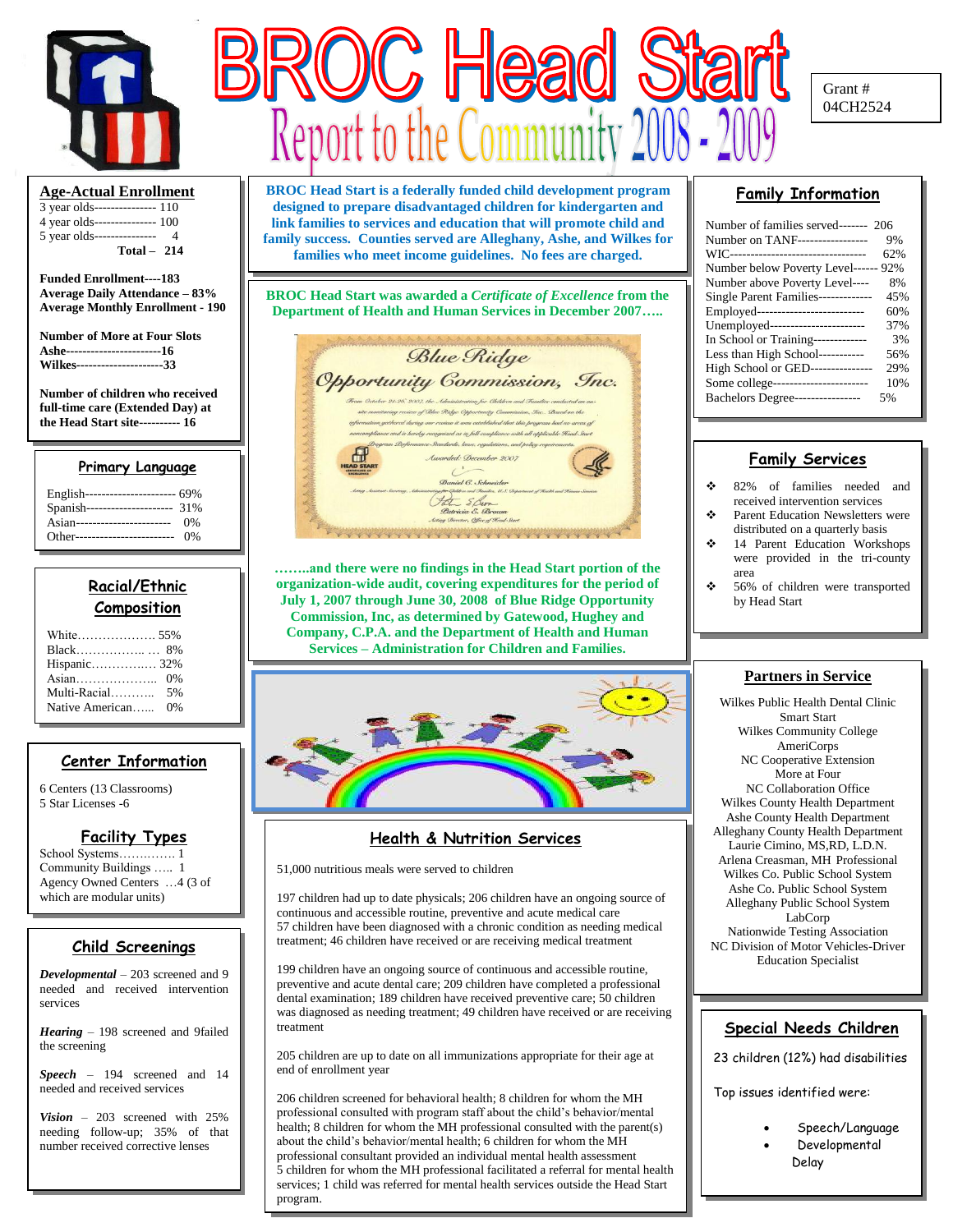# BROC Head Start

## Report to the Community 2008 - 2009

Grant #
04CH2524

## Age-Actual Enrollment

3 year olds--------------- 110
4 year olds--------------- 100
5 year olds--------------- 4
**Total – 214**

**Funded Enrollment----183**
**Average Daily Attendance – 83%**
**Average Monthly Enrollment - 190**

**Number of More at Four Slots**
**Ashe------------------------16**
**Wilkes----------------------33**

**Number of children who received full-time care (Extended Day) at the Head Start site---------- 16**

## Primary Language

English----------------------- 69%
Spanish---------------------- 31%
Asian------------------------ 0%
Other------------------------ 0%

## Racial/Ethnic Composition

White………………. 55%
Black…………….. … 8%
Hispanic…………..… 32%
Asian……………….. 0%
Multi-Racial……….. 5%
Native American…... 0%

## Center Information

6 Centers (13 Classrooms)
5 Star Licenses -6

## Facility Types

School Systems…….…… 1
Community Buildings ….. 1
Agency Owned Centers …4 (3 of which are modular units)

## Child Screenings

***Developmental*** – 203 screened and 9 needed and received intervention services

***Hearing*** – 198 screened and 9failed the screening

***Speech*** – 194 screened and 14 needed and received services

***Vision*** – 203 screened with 25% needing follow-up; 35% of that number received corrective lenses

**BROC Head Start is a federally funded child development program designed to prepare disadvantaged children for kindergarten and link families to services and education that will promote child and family success. Counties served are Alleghany, Ashe, and Wilkes for families who meet income guidelines. No fees are charged.**

**BROC Head Start was awarded a *Certificate of Excellence* from the Department of Health and Human Services in December 2007…..**

**……..and there were no findings in the Head Start portion of the organization-wide audit, covering expenditures for the period of July 1, 2007 through June 30, 2008 of Blue Ridge Opportunity Commission, Inc, as determined by Gatewood, Hughey and Company, C.P.A. and the Department of Health and Human Services – Administration for Children and Families.**

## Health & Nutrition Services

51,000 nutritious meals were served to children

197 children had up to date physicals; 206 children have an ongoing source of continuous and accessible routine, preventive and acute medical care
57 children have been diagnosed with a chronic condition as needing medical treatment; 46 children have received or are receiving medical treatment

199 children have an ongoing source of continuous and accessible routine, preventive and acute dental care; 209 children have completed a professional dental examination; 189 children have received preventive care; 50 children was diagnosed as needing treatment; 49 children have received or are receiving treatment

205 children are up to date on all immunizations appropriate for their age at end of enrollment year

206 children screened for behavioral health; 8 children for whom the MH professional consulted with program staff about the child's behavior/mental health; 8 children for whom the MH professional consulted with the parent(s) about the child's behavior/mental health; 6 children for whom the MH professional consultant provided an individual mental health assessment
5 children for whom the MH professional facilitated a referral for mental health services; 1 child was referred for mental health services outside the Head Start program.

## Family Information

Number of families served------- 206
Number on TANF----------------- 9%
WIC---------------------------------- 62%
Number below Poverty Level------ 92%
Number above Poverty Level---- 8%
Single Parent Families------------- 45%
Employed-------------------------- 60%
Unemployed----------------------- 37%
In School or Training------------- 3%
Less than High School----------- 56%
High School or GED--------------- 29%
Some college---------------------- 10%
Bachelors Degree---------------- 5%

## Family Services

- 82% of families needed and received intervention services
- Parent Education Newsletters were distributed on a quarterly basis
- 14 Parent Education Workshops were provided in the tri-county area
- 56% of children were transported by Head Start

## Partners in Service

Wilkes Public Health Dental Clinic
Smart Start
Wilkes Community College
AmeriCorps
NC Cooperative Extension
More at Four
NC Collaboration Office
Wilkes County Health Department
Ashe County Health Department
Alleghany County Health Department
Laurie Cimino, MS,RD, L.D.N.
Arlena Creasman, MH Professional
Wilkes Co. Public School System
Ashe Co. Public School System
Alleghany Public School System
LabCorp
Nationwide Testing Association
NC Division of Motor Vehicles-Driver Education Specialist

## Special Needs Children

23 children (12%) had disabilities

Top issues identified were:

- Speech/Language
- Developmental Delay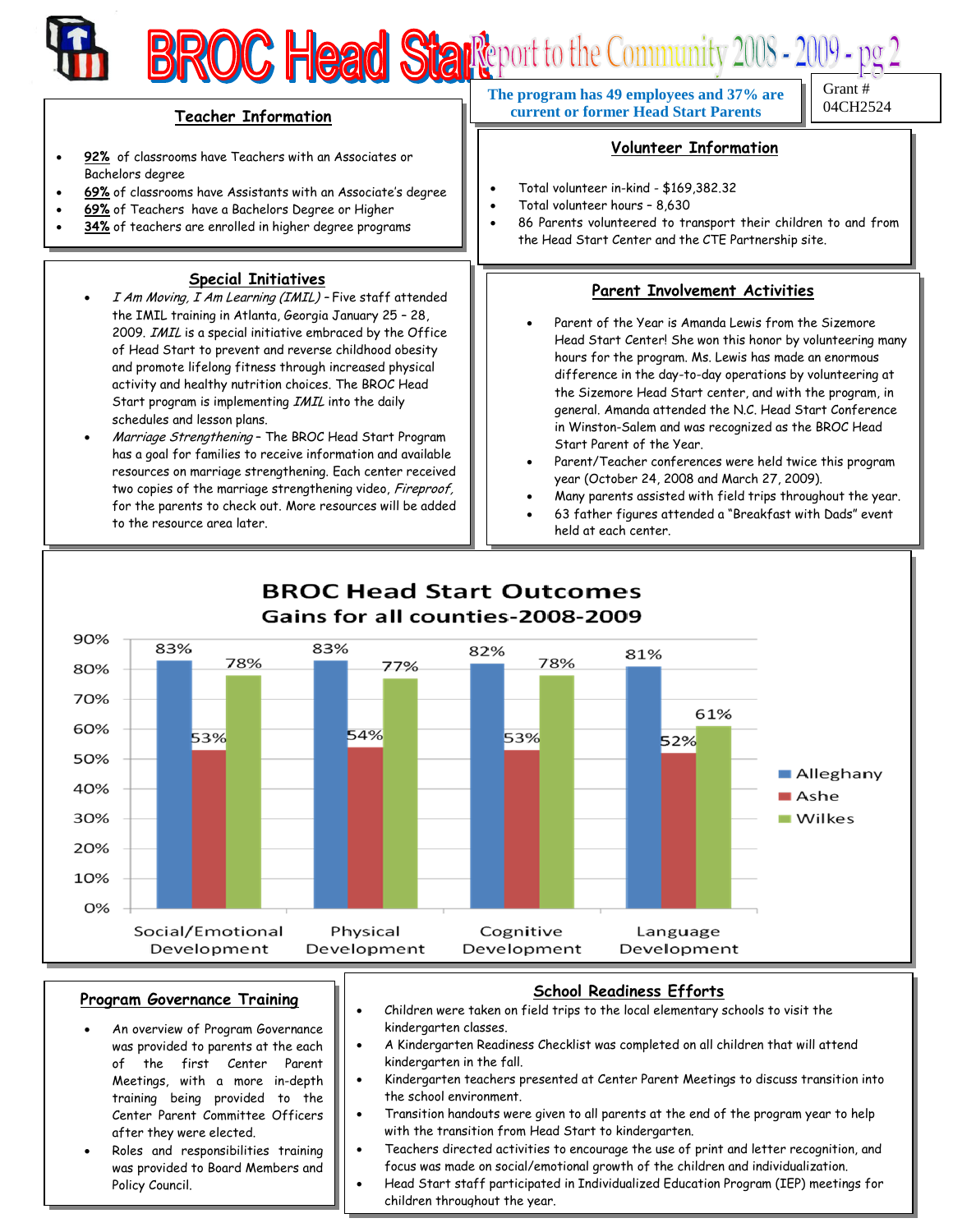# BROC Head Start Report to the Community 2008 - 2009 - pg 2

**The program has 49 employees and 37% are current or former Head Start Parents**

Grant # 04CH2524

## Teacher Information

- **92%** of classrooms have Teachers with an Associates or Bachelors degree
- **69%** of classrooms have Assistants with an Associate's degree
- **69%** of Teachers have a Bachelors Degree or Higher
- **34%** of teachers are enrolled in higher degree programs

## Volunteer Information

- Total volunteer in-kind - $169,382.32
- Total volunteer hours – 8,630
- 86 Parents volunteered to transport their children to and from the Head Start Center and the CTE Partnership site.

## Special Initiatives

- *I Am Moving, I Am Learning (IMIL)* – Five staff attended the IMIL training in Atlanta, Georgia January 25 – 28, 2009. *IMIL* is a special initiative embraced by the Office of Head Start to prevent and reverse childhood obesity and promote lifelong fitness through increased physical activity and healthy nutrition choices. The BROC Head Start program is implementing *IMIL* into the daily schedules and lesson plans.
- *Marriage Strengthening* – The BROC Head Start Program has a goal for families to receive information and available resources on marriage strengthening. Each center received two copies of the marriage strengthening video, *Fireproof*, for the parents to check out. More resources will be added to the resource area later.

## Parent Involvement Activities

- Parent of the Year is Amanda Lewis from the Sizemore Head Start Center! She won this honor by volunteering many hours for the program. Ms. Lewis has made an enormous difference in the day-to-day operations by volunteering at the Sizemore Head Start center, and with the program, in general. Amanda attended the N.C. Head Start Conference in Winston-Salem and was recognized as the BROC Head Start Parent of the Year.
- Parent/Teacher conferences were held twice this program year (October 24, 2008 and March 27, 2009).
- Many parents assisted with field trips throughout the year.
- 63 father figures attended a "Breakfast with Dads" event held at each center.

## BROC Head Start Outcomes
### Gains for all counties-2008-2009

| | Alleghany | Ashe | Wilkes |
|---|---|---|---|
| Social/Emotional Development | 83% | 53% | 78% |
| Physical Development | 83% | 54% | 77% |
| Cognitive Development | 82% | 53% | 78% |
| Language Development | 81% | 52% | 61% |

## Program Governance Training

- An overview of Program Governance was provided to parents at the each of the first Center Parent Meetings, with a more in-depth training being provided to the Center Parent Committee Officers after they were elected.
- Roles and responsibilities training was provided to Board Members and Policy Council.

## School Readiness Efforts

- Children were taken on field trips to the local elementary schools to visit the kindergarten classes.
- A Kindergarten Readiness Checklist was completed on all children that will attend kindergarten in the fall.
- Kindergarten teachers presented at Center Parent Meetings to discuss transition into the school environment.
- Transition handouts were given to all parents at the end of the program year to help with the transition from Head Start to kindergarten.
- Teachers directed activities to encourage the use of print and letter recognition, and focus was made on social/emotional growth of the children and individualization.
- Head Start staff participated in Individualized Education Program (IEP) meetings for children throughout the year.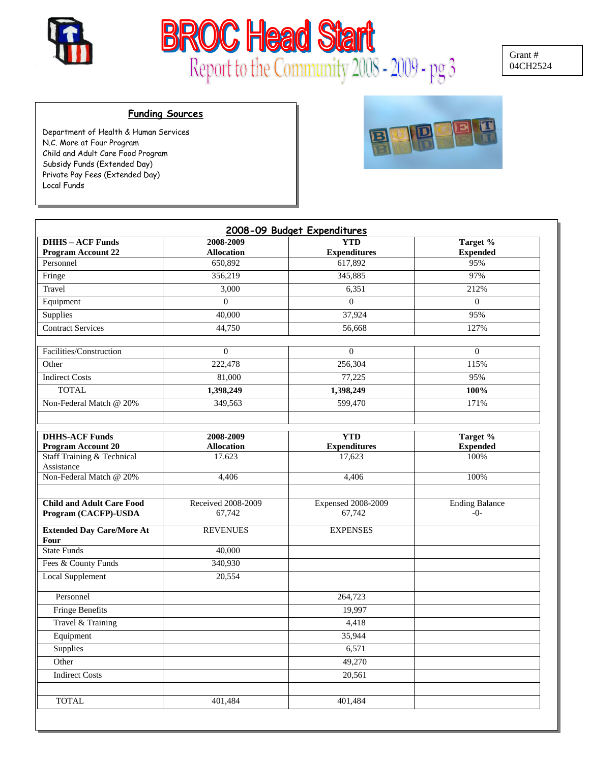# BROC Head Start

## Report to the Community 2008 - 2009 - pg 3

Grant #
04CH2524

### Funding Sources

Department of Health & Human Services
N.C. More at Four Program
Child and Adult Care Food Program
Subsidy Funds (Extended Day)
Private Pay Fees (Extended Day)
Local Funds

### 2008-09 Budget Expenditures

| DHHS – ACF Funds Program Account 22 | 2008-2009 Allocation | YTD Expenditures | Target % Expended |
|---|---|---|---|
| Personnel | 650,892 | 617,892 | 95% |
| Fringe | 356,219 | 345,885 | 97% |
| Travel | 3,000 | 6,351 | 212% |
| Equipment | 0 | 0 | 0 |
| Supplies | 40,000 | 37,924 | 95% |
| Contract Services | 44,750 | 56,668 | 127% |
| Facilities/Construction | 0 | 0 | 0 |
| Other | 222,478 | 256,304 | 115% |
| Indirect Costs | 81,000 | 77,225 | 95% |
| TOTAL | **1,398,249** | **1,398,249** | **100%** |
| Non-Federal Match @ 20% | 349,563 | 599,470 | 171% |

| DHHS-ACF Funds Program Account 20 | 2008-2009 Allocation | YTD Expenditures | Target % Expended |
|---|---|---|---|
| Staff Training & Technical Assistance | 17.623 | 17,623 | 100% |
| Non-Federal Match @ 20% | 4,406 | 4,406 | 100% |
| **Child and Adult Care Food Program (CACFP)-USDA** | Received 2008-2009 67,742 | Expensed 2008-2009 67,742 | Ending Balance -0- |
| **Extended Day Care/More At Four** | REVENUES | EXPENSES | |
| State Funds | 40,000 | | |
| Fees & County Funds | 340,930 | | |
| Local Supplement | 20,554 | | |
| Personnel | | 264,723 | |
| Fringe Benefits | | 19,997 | |
| Travel & Training | | 4,418 | |
| Equipment | | 35,944 | |
| Supplies | | 6,571 | |
| Other | | 49,270 | |
| Indirect Costs | | 20,561 | |
| TOTAL | 401,484 | 401,484 | |